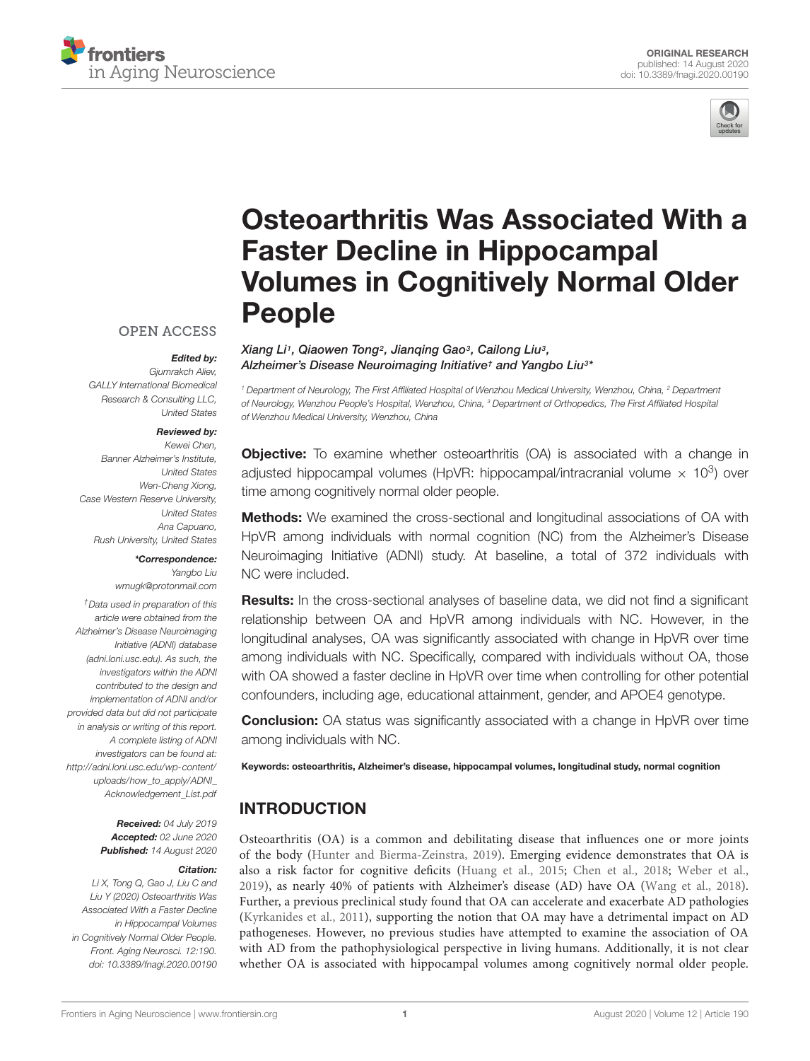ORIGINAL RESEARCH
published: 14 August 2020
doi: 10.3389/fnagi.2020.00190

# Osteoarthritis Was Associated With a Faster Decline in Hippocampal Volumes in Cognitively Normal Older People

*Xiang Li[1], Qiaowen Tong[2], Jianqing Gao[3], Cailong Liu[3], Alzheimer's Disease Neuroimaging Initiative† and Yangbo Liu[3]\**

[1] Department of Neurology, The First Affiliated Hospital of Wenzhou Medical University, Wenzhou, China, [2] Department of Neurology, Wenzhou People's Hospital, Wenzhou, China, [3] Department of Orthopedics, The First Affiliated Hospital of Wenzhou Medical University, Wenzhou, China

OPEN ACCESS

***Edited by:***
*Gjumrakch Aliev, GALLY International Biomedical Research & Consulting LLC, United States*

***Reviewed by:***
*Kewei Chen, Banner Alzheimer's Institute, United States*
*Wen-Cheng Xiong, Case Western Reserve University, United States*
*Ana Capuano, Rush University, United States*

***\*Correspondence:***
*Yangbo Liu*
*wmugk@protonmail.com*

*†Data used in preparation of this article were obtained from the Alzheimer's Disease Neuroimaging Initiative (ADNI) database (adni.loni.usc.edu). As such, the investigators within the ADNI contributed to the design and implementation of ADNI and/or provided data but did not participate in analysis or writing of this report. A complete listing of ADNI investigators can be found at: http://adni.loni.usc.edu/wp-content/uploads/how_to_apply/ADNI_Acknowledgement_List.pdf*

***Received:*** *04 July 2019*
***Accepted:*** *02 June 2020*
***Published:*** *14 August 2020*

***Citation:***
*Li X, Tong Q, Gao J, Liu C and Liu Y (2020) Osteoarthritis Was Associated With a Faster Decline in Hippocampal Volumes in Cognitively Normal Older People. Front. Aging Neurosci. 12:190. doi: 10.3389/fnagi.2020.00190*

**Objective:** To examine whether osteoarthritis (OA) is associated with a change in adjusted hippocampal volumes (HpVR: hippocampal/intracranial volume $\times$ $10^3$) over time among cognitively normal older people.

**Methods:** We examined the cross-sectional and longitudinal associations of OA with HpVR among individuals with normal cognition (NC) from the Alzheimer's Disease Neuroimaging Initiative (ADNI) study. At baseline, a total of 372 individuals with NC were included.

**Results:** In the cross-sectional analyses of baseline data, we did not find a significant relationship between OA and HpVR among individuals with NC. However, in the longitudinal analyses, OA was significantly associated with change in HpVR over time among individuals with NC. Specifically, compared with individuals without OA, those with OA showed a faster decline in HpVR over time when controlling for other potential confounders, including age, educational attainment, gender, and APOE4 genotype.

**Conclusion:** OA status was significantly associated with a change in HpVR over time among individuals with NC.

**Keywords: osteoarthritis, Alzheimer's disease, hippocampal volumes, longitudinal study, normal cognition**

## INTRODUCTION

Osteoarthritis (OA) is a common and debilitating disease that influences one or more joints of the body (Hunter and Bierma-Zeinstra, 2019). Emerging evidence demonstrates that OA is also a risk factor for cognitive deficits (Huang et al., 2015; Chen et al., 2018; Weber et al., 2019), as nearly 40% of patients with Alzheimer's disease (AD) have OA (Wang et al., 2018). Further, a previous preclinical study found that OA can accelerate and exacerbate AD pathologies (Kyrkanides et al., 2011), supporting the notion that OA may have a detrimental impact on AD pathogeneses. However, no previous studies have attempted to examine the association of OA with AD from the pathophysiological perspective in living humans. Additionally, it is not clear whether OA is associated with hippocampal volumes among cognitively normal older people.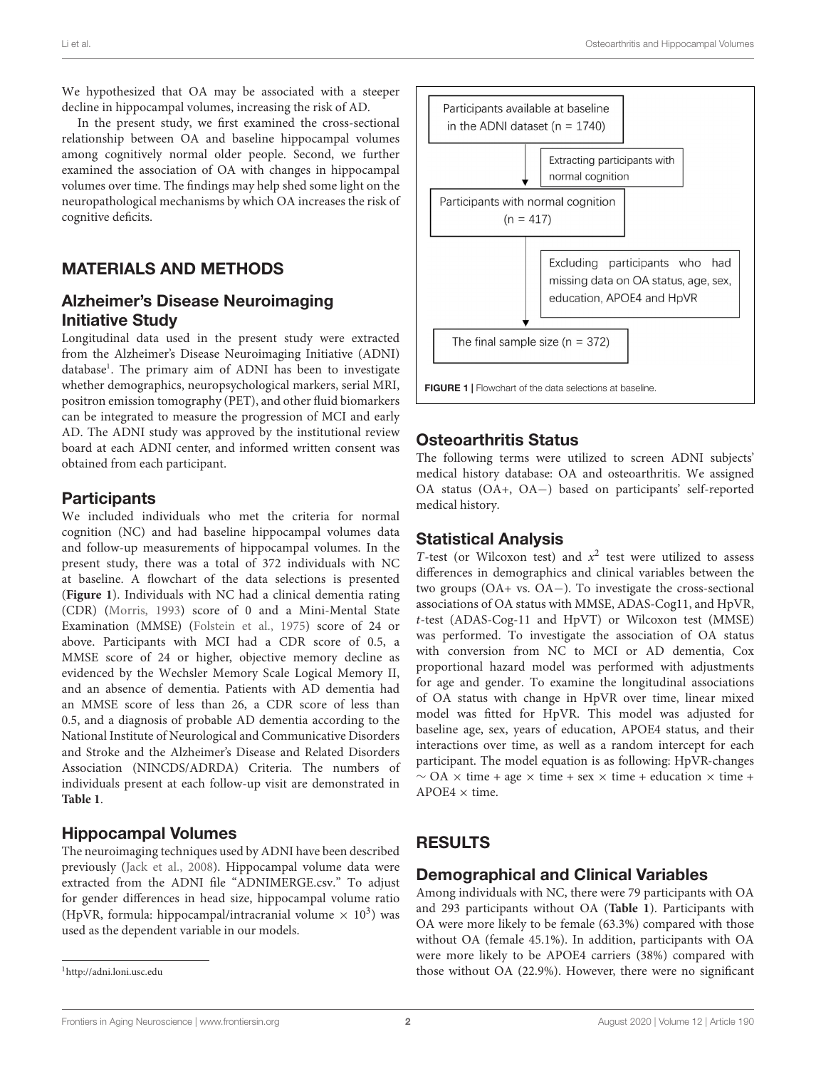We hypothesized that OA may be associated with a steeper decline in hippocampal volumes, increasing the risk of AD.

In the present study, we first examined the cross-sectional relationship between OA and baseline hippocampal volumes among cognitively normal older people. Second, we further examined the association of OA with changes in hippocampal volumes over time. The findings may help shed some light on the neuropathological mechanisms by which OA increases the risk of cognitive deficits.

## MATERIALS AND METHODS

### Alzheimer's Disease Neuroimaging Initiative Study

Longitudinal data used in the present study were extracted from the Alzheimer's Disease Neuroimaging Initiative (ADNI) database[1]. The primary aim of ADNI has been to investigate whether demographics, neuropsychological markers, serial MRI, positron emission tomography (PET), and other fluid biomarkers can be integrated to measure the progression of MCI and early AD. The ADNI study was approved by the institutional review board at each ADNI center, and informed written consent was obtained from each participant.

### Participants

We included individuals who met the criteria for normal cognition (NC) and had baseline hippocampal volumes data and follow-up measurements of hippocampal volumes. In the present study, there was a total of 372 individuals with NC at baseline. A flowchart of the data selections is presented (**Figure 1**). Individuals with NC had a clinical dementia rating (CDR) (Morris, 1993) score of 0 and a Mini-Mental State Examination (MMSE) (Folstein et al., 1975) score of 24 or above. Participants with MCI had a CDR score of 0.5, a MMSE score of 24 or higher, objective memory decline as evidenced by the Wechsler Memory Scale Logical Memory II, and an absence of dementia. Patients with AD dementia had an MMSE score of less than 26, a CDR score of less than 0.5, and a diagnosis of probable AD dementia according to the National Institute of Neurological and Communicative Disorders and Stroke and the Alzheimer's Disease and Related Disorders Association (NINCDS/ADRDA) Criteria. The numbers of individuals present at each follow-up visit are demonstrated in **Table 1**.

### Hippocampal Volumes

The neuroimaging techniques used by ADNI have been described previously (Jack et al., 2008). Hippocampal volume data were extracted from the ADNI file "ADNIMERGE.csv." To adjust for gender differences in head size, hippocampal volume ratio (HpVR, formula: hippocampal/intracranial volume × $10^3$) was used as the dependent variable in our models.

[1] http://adni.loni.usc.edu

Participants available at baseline in the ADNI dataset (n = 1740)

→ Extracting participants with normal cognition

Participants with normal cognition (n = 417)

→ Excluding participants who had missing data on OA status, age, sex, education, APOE4 and HpVR

The final sample size (n = 372)

**FIGURE 1 |** Flowchart of the data selections at baseline.

### Osteoarthritis Status

The following terms were utilized to screen ADNI subjects' medical history database: OA and osteoarthritis. We assigned OA status (OA+, OA−) based on participants' self-reported medical history.

### Statistical Analysis

*T*-test (or Wilcoxon test) and $x^2$ test were utilized to assess differences in demographics and clinical variables between the two groups (OA+ vs. OA−). To investigate the cross-sectional associations of OA status with MMSE, ADAS-Cog11, and HpVR, *t*-test (ADAS-Cog-11 and HpVT) or Wilcoxon test (MMSE) was performed. To investigate the association of OA status with conversion from NC to MCI or AD dementia, Cox proportional hazard model was performed with adjustments for age and gender. To examine the longitudinal associations of OA status with change in HpVR over time, linear mixed model was fitted for HpVR. This model was adjusted for baseline age, sex, years of education, APOE4 status, and their interactions over time, as well as a random intercept for each participant. The model equation is as following: HpVR-changes ∼ OA × time + age × time + sex × time + education × time + APOE4 × time.

## RESULTS

### Demographical and Clinical Variables

Among individuals with NC, there were 79 participants with OA and 293 participants without OA (**Table 1**). Participants with OA were more likely to be female (63.3%) compared with those without OA (female 45.1%). In addition, participants with OA were more likely to be APOE4 carriers (38%) compared with those without OA (22.9%). However, there were no significant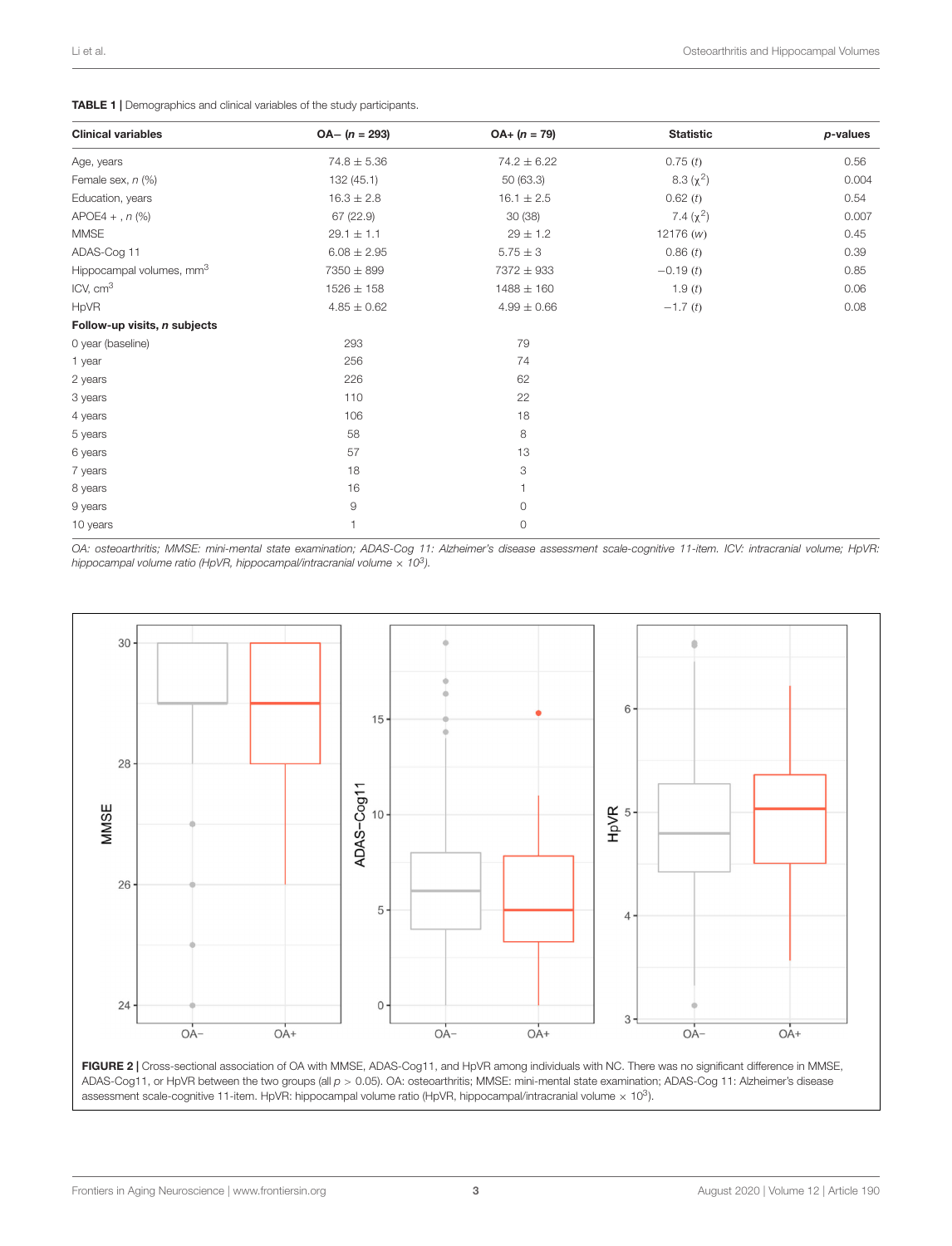**TABLE 1 |** Demographics and clinical variables of the study participants.

| Clinical variables | OA− (*n* = 293) | OA+ (*n* = 79) | Statistic | *p*-values |
|---|---|---|---|---|
| Age, years | 74.8 ± 5.36 | 74.2 ± 6.22 | 0.75 (*t*) | 0.56 |
| Female sex, *n* (%) | 132 (45.1) | 50 (63.3) | 8.3 ($\chi^2$) | 0.004 |
| Education, years | 16.3 ± 2.8 | 16.1 ± 2.5 | 0.62 (*t*) | 0.54 |
| APOE4 + , *n* (%) | 67 (22.9) | 30 (38) | 7.4 ($\chi^2$) | 0.007 |
| MMSE | 29.1 ± 1.1 | 29 ± 1.2 | 12176 (*w*) | 0.45 |
| ADAS-Cog 11 | 6.08 ± 2.95 | 5.75 ± 3 | 0.86 (*t*) | 0.39 |
| Hippocampal volumes, mm$^3$ | 7350 ± 899 | 7372 ± 933 | −0.19 (*t*) | 0.85 |
| ICV, cm$^3$ | 1526 ± 158 | 1488 ± 160 | 1.9 (*t*) | 0.06 |
| HpVR | 4.85 ± 0.62 | 4.99 ± 0.66 | −1.7 (*t*) | 0.08 |
| **Follow-up visits, *n* subjects** | | | | |
| 0 year (baseline) | 293 | 79 | | |
| 1 year | 256 | 74 | | |
| 2 years | 226 | 62 | | |
| 3 years | 110 | 22 | | |
| 4 years | 106 | 18 | | |
| 5 years | 58 | 8 | | |
| 6 years | 57 | 13 | | |
| 7 years | 18 | 3 | | |
| 8 years | 16 | 1 | | |
| 9 years | 9 | 0 | | |
| 10 years | 1 | 0 | | |

*OA: osteoarthritis; MMSE: mini-mental state examination; ADAS-Cog 11: Alzheimer's disease assessment scale-cognitive 11-item. ICV: intracranial volume; HpVR: hippocampal volume ratio (HpVR, hippocampal/intracranial volume × 10$^3$).*

**FIGURE 2 |** Cross-sectional association of OA with MMSE, ADAS-Cog11, and HpVR among individuals with NC. There was no significant difference in MMSE, ADAS-Cog11, or HpVR between the two groups (all $p > 0.05$). OA: osteoarthritis; MMSE: mini-mental state examination; ADAS-Cog 11: Alzheimer's disease assessment scale-cognitive 11-item. HpVR: hippocampal volume ratio (HpVR, hippocampal/intracranial volume × 10$^3$).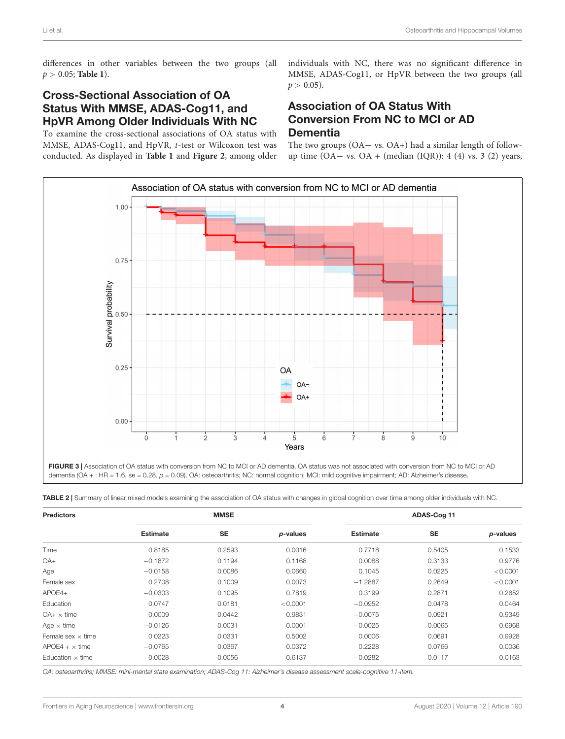differences in other variables between the two groups (all $p > 0.05$; **Table 1**).

## Cross-Sectional Association of OA Status With MMSE, ADAS-Cog11, and HpVR Among Older Individuals With NC

To examine the cross-sectional associations of OA status with MMSE, ADAS-Cog11, and HpVR, *t*-test or Wilcoxon test was conducted. As displayed in **Table 1** and **Figure 2**, among older individuals with NC, there was no significant difference in MMSE, ADAS-Cog11, or HpVR between the two groups (all $p > 0.05$).

## Association of OA Status With Conversion From NC to MCI or AD Dementia

The two groups (OA− vs. OA+) had a similar length of follow-up time (OA− vs. OA + (median (IQR)): 4 (4) vs. 3 (2) years,

**FIGURE 3 |** Association of OA status with conversion from NC to MCI or AD dementia. OA status was not associated with conversion from NC to MCI or AD dementia (OA + : HR = 1.6, se = 0.28, $p = 0.09$). OA: osteoarthritis; NC: normal cognition; MCI: mild cognitive impairment; AD: Alzheimer's disease.

**TABLE 2 |** Summary of linear mixed models examining the association of OA status with changes in global cognition over time among older individuals with NC.

| Predictors | MMSE | | | ADAS-Cog 11 | | |
|---|---|---|---|---|---|---|
| | Estimate | SE | *p*-values | Estimate | SE | *p*-values |
| Time | 0.8185 | 0.2593 | 0.0016 | 0.7718 | 0.5405 | 0.1533 |
| OA+ | −0.1872 | 0.1194 | 0.1168 | 0.0088 | 0.3133 | 0.9776 |
| Age | −0.0158 | 0.0086 | 0.0660 | 0.1045 | 0.0225 | <0.0001 |
| Female sex | 0.2708 | 0.1009 | 0.0073 | −1.2887 | 0.2649 | <0.0001 |
| APOE4+ | −0.0303 | 0.1095 | 0.7819 | 0.3199 | 0.2871 | 0.2652 |
| Education | 0.0747 | 0.0181 | <0.0001 | −0.0952 | 0.0478 | 0.0464 |
| OA+ × time | 0.0009 | 0.0442 | 0.9831 | −0.0075 | 0.0921 | 0.9349 |
| Age × time | −0.0126 | 0.0031 | 0.0001 | −0.0025 | 0.0065 | 0.6968 |
| Female sex × time | 0.0223 | 0.0331 | 0.5002 | 0.0006 | 0.0691 | 0.9928 |
| APOE4 + × time | −0.0765 | 0.0367 | 0.0372 | 0.2228 | 0.0766 | 0.0036 |
| Education × time | 0.0028 | 0.0056 | 0.6137 | −0.0282 | 0.0117 | 0.0163 |

*OA: osteoarthritis; MMSE: mini-mental state examination; ADAS-Cog 11: Alzheimer's disease assessment scale-cognitive 11-item.*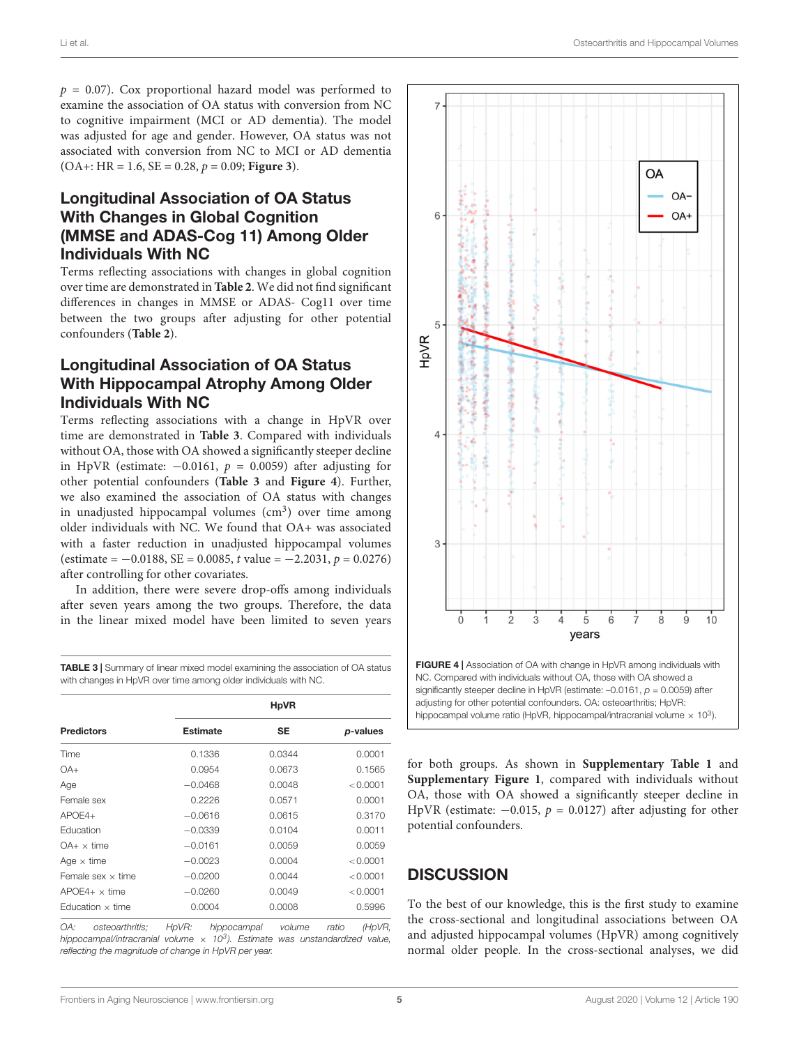$p$ = 0.07). Cox proportional hazard model was performed to examine the association of OA status with conversion from NC to cognitive impairment (MCI or AD dementia). The model was adjusted for age and gender. However, OA status was not associated with conversion from NC to MCI or AD dementia (OA+: HR = 1.6, SE = 0.28, $p$ = 0.09; **Figure 3**).

## Longitudinal Association of OA Status With Changes in Global Cognition (MMSE and ADAS-Cog 11) Among Older Individuals With NC

Terms reflecting associations with changes in global cognition over time are demonstrated in **Table 2**. We did not find significant differences in changes in MMSE or ADAS- Cog11 over time between the two groups after adjusting for other potential confounders (**Table 2**).

## Longitudinal Association of OA Status With Hippocampal Atrophy Among Older Individuals With NC

Terms reflecting associations with a change in HpVR over time are demonstrated in **Table 3**. Compared with individuals without OA, those with OA showed a significantly steeper decline in HpVR (estimate: −0.0161, $p$ = 0.0059) after adjusting for other potential confounders (**Table 3** and **Figure 4**). Further, we also examined the association of OA status with changes in unadjusted hippocampal volumes (cm$^3$) over time among older individuals with NC. We found that OA+ was associated with a faster reduction in unadjusted hippocampal volumes (estimate = −0.0188, SE = 0.0085, $t$ value = −2.2031, $p$ = 0.0276) after controlling for other covariates.

In addition, there were severe drop-offs among individuals after seven years among the two groups. Therefore, the data in the linear mixed model have been limited to seven years for both groups. As shown in **Supplementary Table 1** and **Supplementary Figure 1**, compared with individuals without OA, those with OA showed a significantly steeper decline in HpVR (estimate: −0.015, $p$ = 0.0127) after adjusting for other potential confounders.

**TABLE 3 |** Summary of linear mixed model examining the association of OA status with changes in HpVR over time among older individuals with NC.

| | HpVR | | |
|---|---|---|---|
| **Predictors** | **Estimate** | **SE** | ***p*-values** |
| Time | 0.1336 | 0.0344 | 0.0001 |
| OA+ | 0.0954 | 0.0673 | 0.1565 |
| Age | −0.0468 | 0.0048 | <0.0001 |
| Female sex | 0.2226 | 0.0571 | 0.0001 |
| APOE4+ | −0.0616 | 0.0615 | 0.3170 |
| Education | −0.0339 | 0.0104 | 0.0011 |
| OA+ × time | −0.0161 | 0.0059 | 0.0059 |
| Age × time | −0.0023 | 0.0004 | <0.0001 |
| Female sex × time | −0.0200 | 0.0044 | <0.0001 |
| APOE4+ × time | −0.0260 | 0.0049 | <0.0001 |
| Education × time | 0.0004 | 0.0008 | 0.5996 |

*OA: osteoarthritis; HpVR: hippocampal volume ratio (HpVR, hippocampal/intracranial volume × $10^3$). Estimate was unstandardized value, reflecting the magnitude of change in HpVR per year.*

**FIGURE 4 |** Association of OA with change in HpVR among individuals with NC. Compared with individuals without OA, those with OA showed a significantly steeper decline in HpVR (estimate: −0.0161, $p$ = 0.0059) after adjusting for other potential confounders. OA: osteoarthritis; HpVR: hippocampal volume ratio (HpVR, hippocampal/intracranial volume × $10^3$).

## DISCUSSION

To the best of our knowledge, this is the first study to examine the cross-sectional and longitudinal associations between OA and adjusted hippocampal volumes (HpVR) among cognitively normal older people. In the cross-sectional analyses, we did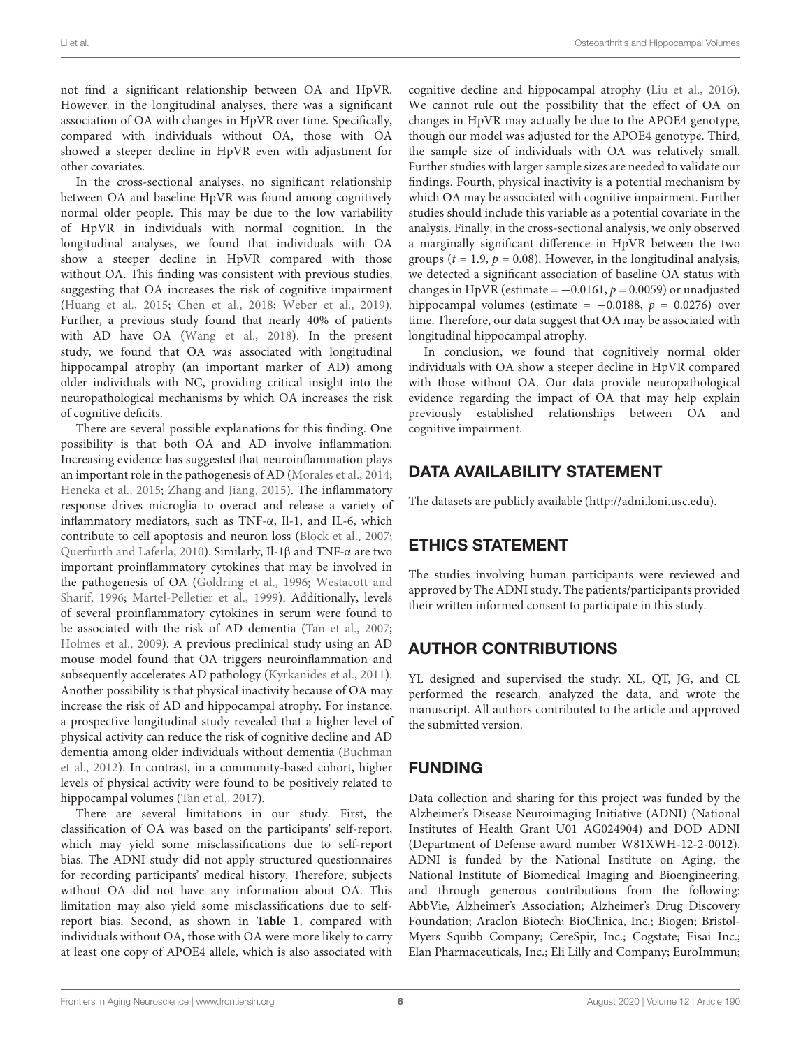not find a significant relationship between OA and HpVR. However, in the longitudinal analyses, there was a significant association of OA with changes in HpVR over time. Specifically, compared with individuals without OA, those with OA showed a steeper decline in HpVR even with adjustment for other covariates.

In the cross-sectional analyses, no significant relationship between OA and baseline HpVR was found among cognitively normal older people. This may be due to the low variability of HpVR in individuals with normal cognition. In the longitudinal analyses, we found that individuals with OA show a steeper decline in HpVR compared with those without OA. This finding was consistent with previous studies, suggesting that OA increases the risk of cognitive impairment (Huang et al., 2015; Chen et al., 2018; Weber et al., 2019). Further, a previous study found that nearly 40% of patients with AD have OA (Wang et al., 2018). In the present study, we found that OA was associated with longitudinal hippocampal atrophy (an important marker of AD) among older individuals with NC, providing critical insight into the neuropathological mechanisms by which OA increases the risk of cognitive deficits.

There are several possible explanations for this finding. One possibility is that both OA and AD involve inflammation. Increasing evidence has suggested that neuroinflammation plays an important role in the pathogenesis of AD (Morales et al., 2014; Heneka et al., 2015; Zhang and Jiang, 2015). The inflammatory response drives microglia to overact and release a variety of inflammatory mediators, such as TNF-α, Il-1, and IL-6, which contribute to cell apoptosis and neuron loss (Block et al., 2007; Querfurth and Laferla, 2010). Similarly, Il-1β and TNF-α are two important proinflammatory cytokines that may be involved in the pathogenesis of OA (Goldring et al., 1996; Westacott and Sharif, 1996; Martel-Pelletier et al., 1999). Additionally, levels of several proinflammatory cytokines in serum were found to be associated with the risk of AD dementia (Tan et al., 2007; Holmes et al., 2009). A previous preclinical study using an AD mouse model found that OA triggers neuroinflammation and subsequently accelerates AD pathology (Kyrkanides et al., 2011). Another possibility is that physical inactivity because of OA may increase the risk of AD and hippocampal atrophy. For instance, a prospective longitudinal study revealed that a higher level of physical activity can reduce the risk of cognitive decline and AD dementia among older individuals without dementia (Buchman et al., 2012). In contrast, in a community-based cohort, higher levels of physical activity were found to be positively related to hippocampal volumes (Tan et al., 2017).

There are several limitations in our study. First, the classification of OA was based on the participants' self-report, which may yield some misclassifications due to self-report bias. The ADNI study did not apply structured questionnaires for recording participants' medical history. Therefore, subjects without OA did not have any information about OA. This limitation may also yield some misclassifications due to self-report bias. Second, as shown in **Table 1**, compared with individuals without OA, those with OA were more likely to carry at least one copy of APOE4 allele, which is also associated with cognitive decline and hippocampal atrophy (Liu et al., 2016). We cannot rule out the possibility that the effect of OA on changes in HpVR may actually be due to the APOE4 genotype, though our model was adjusted for the APOE4 genotype. Third, the sample size of individuals with OA was relatively small. Further studies with larger sample sizes are needed to validate our findings. Fourth, physical inactivity is a potential mechanism by which OA may be associated with cognitive impairment. Further studies should include this variable as a potential covariate in the analysis. Finally, in the cross-sectional analysis, we only observed a marginally significant difference in HpVR between the two groups ($t = 1.9$, $p = 0.08$). However, in the longitudinal analysis, we detected a significant association of baseline OA status with changes in HpVR (estimate = $-0.0161$, $p = 0.0059$) or unadjusted hippocampal volumes (estimate = $-0.0188$, $p = 0.0276$) over time. Therefore, our data suggest that OA may be associated with longitudinal hippocampal atrophy.

In conclusion, we found that cognitively normal older individuals with OA show a steeper decline in HpVR compared with those without OA. Our data provide neuropathological evidence regarding the impact of OA that may help explain previously established relationships between OA and cognitive impairment.

## DATA AVAILABILITY STATEMENT

The datasets are publicly available (http://adni.loni.usc.edu).

## ETHICS STATEMENT

The studies involving human participants were reviewed and approved by The ADNI study. The patients/participants provided their written informed consent to participate in this study.

## AUTHOR CONTRIBUTIONS

YL designed and supervised the study. XL, QT, JG, and CL performed the research, analyzed the data, and wrote the manuscript. All authors contributed to the article and approved the submitted version.

## FUNDING

Data collection and sharing for this project was funded by the Alzheimer's Disease Neuroimaging Initiative (ADNI) (National Institutes of Health Grant U01 AG024904) and DOD ADNI (Department of Defense award number W81XWH-12-2-0012). ADNI is funded by the National Institute on Aging, the National Institute of Biomedical Imaging and Bioengineering, and through generous contributions from the following: AbbVie, Alzheimer's Association; Alzheimer's Drug Discovery Foundation; Araclon Biotech; BioClinica, Inc.; Biogen; Bristol-Myers Squibb Company; CereSpir, Inc.; Cogstate; Eisai Inc.; Elan Pharmaceuticals, Inc.; Eli Lilly and Company; EuroImmun;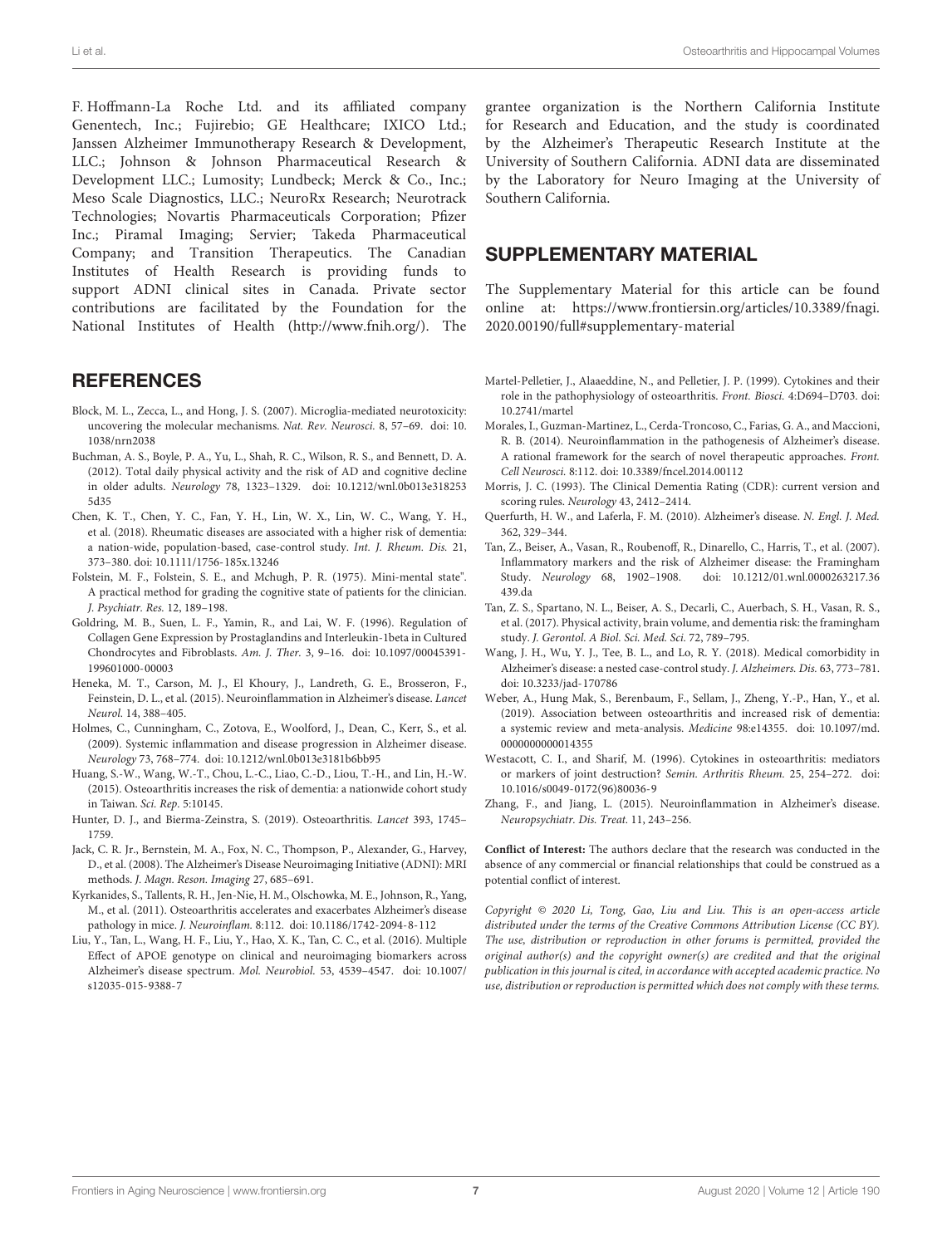F. Hoffmann-La Roche Ltd. and its affiliated company Genentech, Inc.; Fujirebio; GE Healthcare; IXICO Ltd.; Janssen Alzheimer Immunotherapy Research & Development, LLC.; Johnson & Johnson Pharmaceutical Research & Development LLC.; Lumosity; Lundbeck; Merck & Co., Inc.; Meso Scale Diagnostics, LLC.; NeuroRx Research; Neurotrack Technologies; Novartis Pharmaceuticals Corporation; Pfizer Inc.; Piramal Imaging; Servier; Takeda Pharmaceutical Company; and Transition Therapeutics. The Canadian Institutes of Health Research is providing funds to support ADNI clinical sites in Canada. Private sector contributions are facilitated by the Foundation for the National Institutes of Health (http://www.fnih.org/). The grantee organization is the Northern California Institute for Research and Education, and the study is coordinated by the Alzheimer's Therapeutic Research Institute at the University of Southern California. ADNI data are disseminated by the Laboratory for Neuro Imaging at the University of Southern California.

## SUPPLEMENTARY MATERIAL

The Supplementary Material for this article can be found online at: https://www.frontiersin.org/articles/10.3389/fnagi.2020.00190/full#supplementary-material

## REFERENCES

Block, M. L., Zecca, L., and Hong, J. S. (2007). Microglia-mediated neurotoxicity: uncovering the molecular mechanisms. *Nat. Rev. Neurosci.* 8, 57–69. doi: 10.1038/nrn2038

Buchman, A. S., Boyle, P. A., Yu, L., Shah, R. C., Wilson, R. S., and Bennett, D. A. (2012). Total daily physical activity and the risk of AD and cognitive decline in older adults. *Neurology* 78, 1323–1329. doi: 10.1212/wnl.0b013e3182535d35

Chen, K. T., Chen, Y. C., Fan, Y. H., Lin, W. X., Lin, W. C., Wang, Y. H., et al. (2018). Rheumatic diseases are associated with a higher risk of dementia: a nation-wide, population-based, case-control study. *Int. J. Rheum. Dis.* 21, 373–380. doi: 10.1111/1756-185x.13246

Folstein, M. F., Folstein, S. E., and Mchugh, P. R. (1975). Mini-mental state". A practical method for grading the cognitive state of patients for the clinician. *J. Psychiatr. Res.* 12, 189–198.

Goldring, M. B., Suen, L. F., Yamin, R., and Lai, W. F. (1996). Regulation of Collagen Gene Expression by Prostaglandins and Interleukin-1beta in Cultured Chondrocytes and Fibroblasts. *Am. J. Ther.* 3, 9–16. doi: 10.1097/00045391-199601000-00003

Heneka, M. T., Carson, M. J., El Khoury, J., Landreth, G. E., Brosseron, F., Feinstein, D. L., et al. (2015). Neuroinflammation in Alzheimer's disease. *Lancet Neurol.* 14, 388–405.

Holmes, C., Cunningham, C., Zotova, E., Woolford, J., Dean, C., Kerr, S., et al. (2009). Systemic inflammation and disease progression in Alzheimer disease. *Neurology* 73, 768–774. doi: 10.1212/wnl.0b013e3181b6bb95

Huang, S.-W., Wang, W.-T., Chou, L.-C., Liao, C.-D., Liou, T.-H., and Lin, H.-W. (2015). Osteoarthritis increases the risk of dementia: a nationwide cohort study in Taiwan. *Sci. Rep.* 5:10145.

Hunter, D. J., and Bierma-Zeinstra, S. (2019). Osteoarthritis. *Lancet* 393, 1745–1759.

Jack, C. R. Jr., Bernstein, M. A., Fox, N. C., Thompson, P., Alexander, G., Harvey, D., et al. (2008). The Alzheimer's Disease Neuroimaging Initiative (ADNI): MRI methods. *J. Magn. Reson. Imaging* 27, 685–691.

Kyrkanides, S., Tallents, R. H., Jen-Nie, H. M., Olschowka, M. E., Johnson, R., Yang, M., et al. (2011). Osteoarthritis accelerates and exacerbates Alzheimer's disease pathology in mice. *J. Neuroinflam.* 8:112. doi: 10.1186/1742-2094-8-112

Liu, Y., Tan, L., Wang, H. F., Liu, Y., Hao, X. K., Tan, C. C., et al. (2016). Multiple Effect of APOE genotype on clinical and neuroimaging biomarkers across Alzheimer's disease spectrum. *Mol. Neurobiol.* 53, 4539–4547. doi: 10.1007/s12035-015-9388-7

Martel-Pelletier, J., Alaaeddine, N., and Pelletier, J. P. (1999). Cytokines and their role in the pathophysiology of osteoarthritis. *Front. Biosci.* 4:D694–D703. doi: 10.2741/martel

Morales, I., Guzman-Martinez, L., Cerda-Troncoso, C., Farias, G. A., and Maccioni, R. B. (2014). Neuroinflammation in the pathogenesis of Alzheimer's disease. A rational framework for the search of novel therapeutic approaches. *Front. Cell Neurosci.* 8:112. doi: 10.3389/fncel.2014.00112

Morris, J. C. (1993). The Clinical Dementia Rating (CDR): current version and scoring rules. *Neurology* 43, 2412–2414.

Querfurth, H. W., and Laferla, F. M. (2010). Alzheimer's disease. *N. Engl. J. Med.* 362, 329–344.

Tan, Z., Beiser, A., Vasan, R., Roubenoff, R., Dinarello, C., Harris, T., et al. (2007). Inflammatory markers and the risk of Alzheimer disease: the Framingham Study. *Neurology* 68, 1902–1908. doi: 10.1212/01.wnl.0000263217.36439.da

Tan, Z. S., Spartano, N. L., Beiser, A. S., Decarli, C., Auerbach, S. H., Vasan, R. S., et al. (2017). Physical activity, brain volume, and dementia risk: the framingham study. *J. Gerontol. A Biol. Sci. Med. Sci.* 72, 789–795.

Wang, J. H., Wu, Y. J., Tee, B. L., and Lo, R. Y. (2018). Medical comorbidity in Alzheimer's disease: a nested case-control study. *J. Alzheimers. Dis.* 63, 773–781. doi: 10.3233/jad-170786

Weber, A., Hung Mak, S., Berenbaum, F., Sellam, J., Zheng, Y.-P., Han, Y., et al. (2019). Association between osteoarthritis and increased risk of dementia: a systemic review and meta-analysis. *Medicine* 98:e14355. doi: 10.1097/md.0000000000014355

Westacott, C. I., and Sharif, M. (1996). Cytokines in osteoarthritis: mediators or markers of joint destruction? *Semin. Arthritis Rheum.* 25, 254–272. doi: 10.1016/s0049-0172(96)80036-9

Zhang, F., and Jiang, L. (2015). Neuroinflammation in Alzheimer's disease. *Neuropsychiatr. Dis. Treat.* 11, 243–256.

**Conflict of Interest:** The authors declare that the research was conducted in the absence of any commercial or financial relationships that could be construed as a potential conflict of interest.

*Copyright © 2020 Li, Tong, Gao, Liu and Liu. This is an open-access article distributed under the terms of the Creative Commons Attribution License (CC BY). The use, distribution or reproduction in other forums is permitted, provided the original author(s) and the copyright owner(s) are credited and that the original publication in this journal is cited, in accordance with accepted academic practice. No use, distribution or reproduction is permitted which does not comply with these terms.*